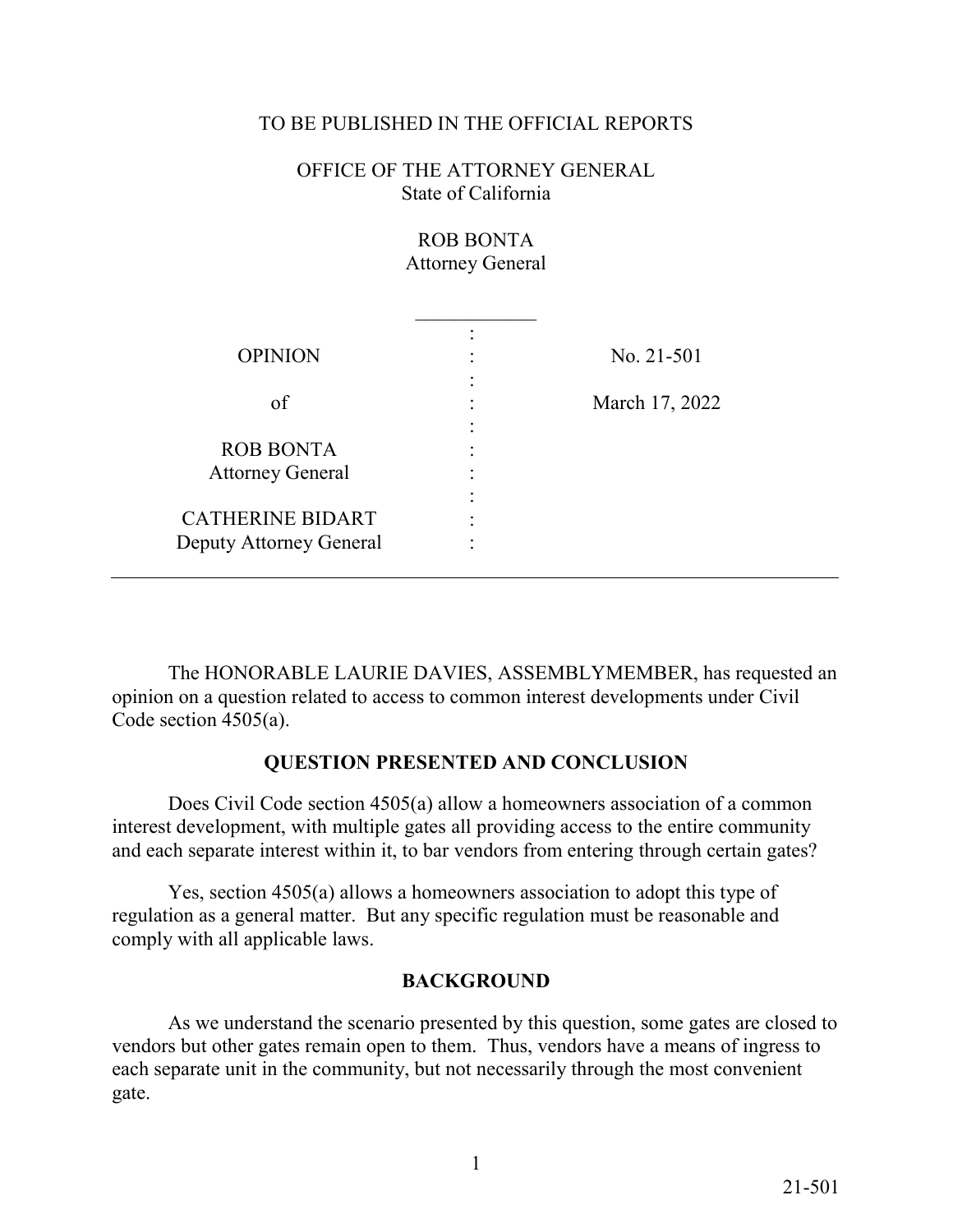TO BE PUBLISHED IN THE OFFICIAL REPORTS

OFFICE OF THE ATTORNEY GENERAL
State of California

ROB BONTA
Attorney General

| | | |
|---|---|---|
| OPINION | : | No. 21-501 |
| of | : | March 17, 2022 |
| ROB BONTA<br>Attorney General | : | |
| CATHERINE BIDART<br>Deputy Attorney General | : | |

---

The HONORABLE LAURIE DAVIES, ASSEMBLYMEMBER, has requested an opinion on a question related to access to common interest developments under Civil Code section 4505(a).

## QUESTION PRESENTED AND CONCLUSION

Does Civil Code section 4505(a) allow a homeowners association of a common interest development, with multiple gates all providing access to the entire community and each separate interest within it, to bar vendors from entering through certain gates?

Yes, section 4505(a) allows a homeowners association to adopt this type of regulation as a general matter. But any specific regulation must be reasonable and comply with all applicable laws.

## BACKGROUND

As we understand the scenario presented by this question, some gates are closed to vendors but other gates remain open to them. Thus, vendors have a means of ingress to each separate unit in the community, but not necessarily through the most convenient gate.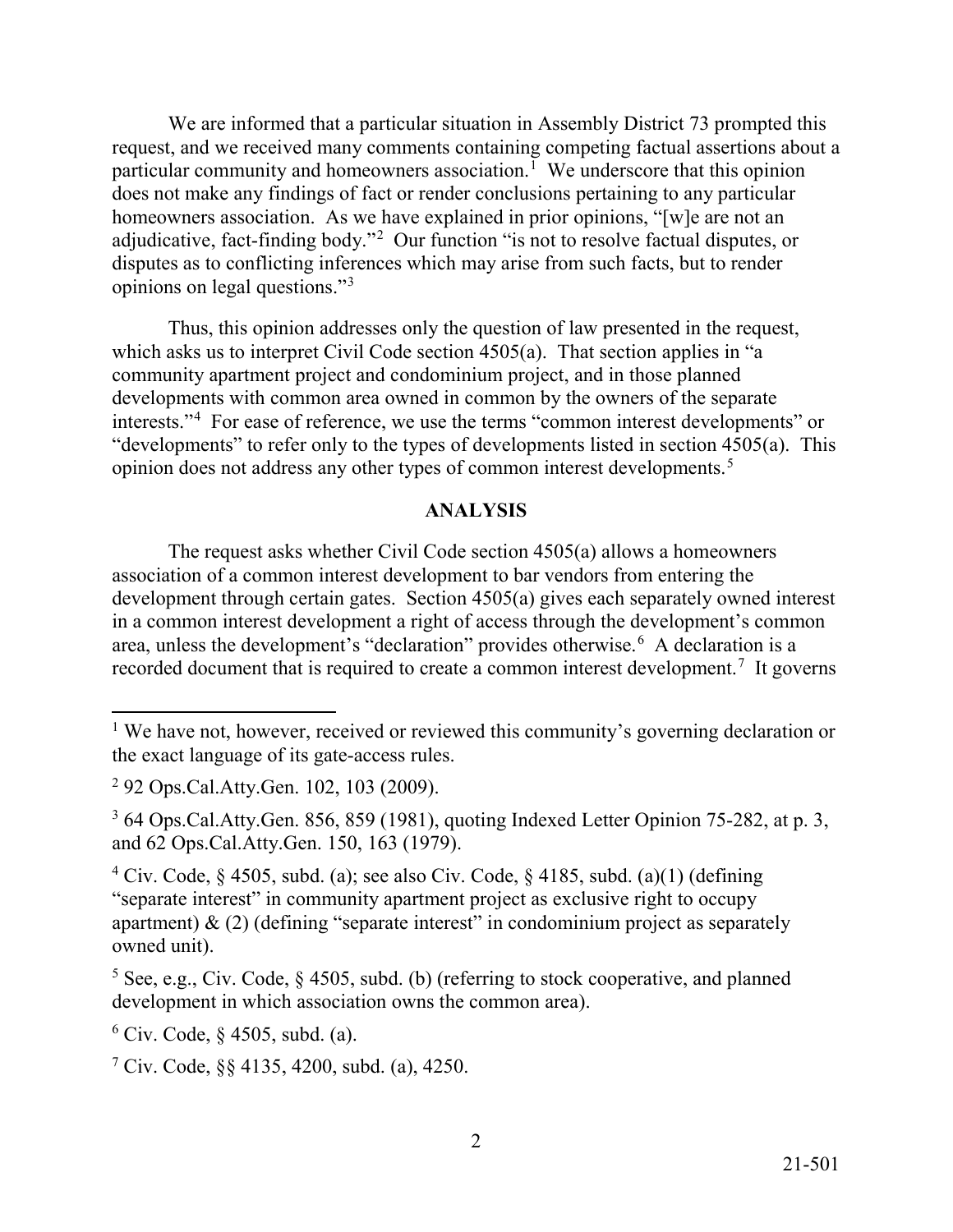We are informed that a particular situation in Assembly District 73 prompted this request, and we received many comments containing competing factual assertions about a particular community and homeowners association.[1] We underscore that this opinion does not make any findings of fact or render conclusions pertaining to any particular homeowners association. As we have explained in prior opinions, "[w]e are not an adjudicative, fact-finding body."[2] Our function "is not to resolve factual disputes, or disputes as to conflicting inferences which may arise from such facts, but to render opinions on legal questions."[3]

Thus, this opinion addresses only the question of law presented in the request, which asks us to interpret Civil Code section 4505(a). That section applies in "a community apartment project and condominium project, and in those planned developments with common area owned in common by the owners of the separate interests."[4] For ease of reference, we use the terms "common interest developments" or "developments" to refer only to the types of developments listed in section 4505(a). This opinion does not address any other types of common interest developments.[5]

## ANALYSIS

The request asks whether Civil Code section 4505(a) allows a homeowners association of a common interest development to bar vendors from entering the development through certain gates. Section 4505(a) gives each separately owned interest in a common interest development a right of access through the development's common area, unless the development's "declaration" provides otherwise.[6] A declaration is a recorded document that is required to create a common interest development.[7] It governs

---

[1] We have not, however, received or reviewed this community's governing declaration or the exact language of its gate-access rules.

[2] 92 Ops.Cal.Atty.Gen. 102, 103 (2009).

[3] 64 Ops.Cal.Atty.Gen. 856, 859 (1981), quoting Indexed Letter Opinion 75-282, at p. 3, and 62 Ops.Cal.Atty.Gen. 150, 163 (1979).

[4] Civ. Code, § 4505, subd. (a); see also Civ. Code, § 4185, subd. (a)(1) (defining "separate interest" in community apartment project as exclusive right to occupy apartment) & (2) (defining "separate interest" in condominium project as separately owned unit).

[5] See, e.g., Civ. Code, § 4505, subd. (b) (referring to stock cooperative, and planned development in which association owns the common area).

[6] Civ. Code, § 4505, subd. (a).

[7] Civ. Code, §§ 4135, 4200, subd. (a), 4250.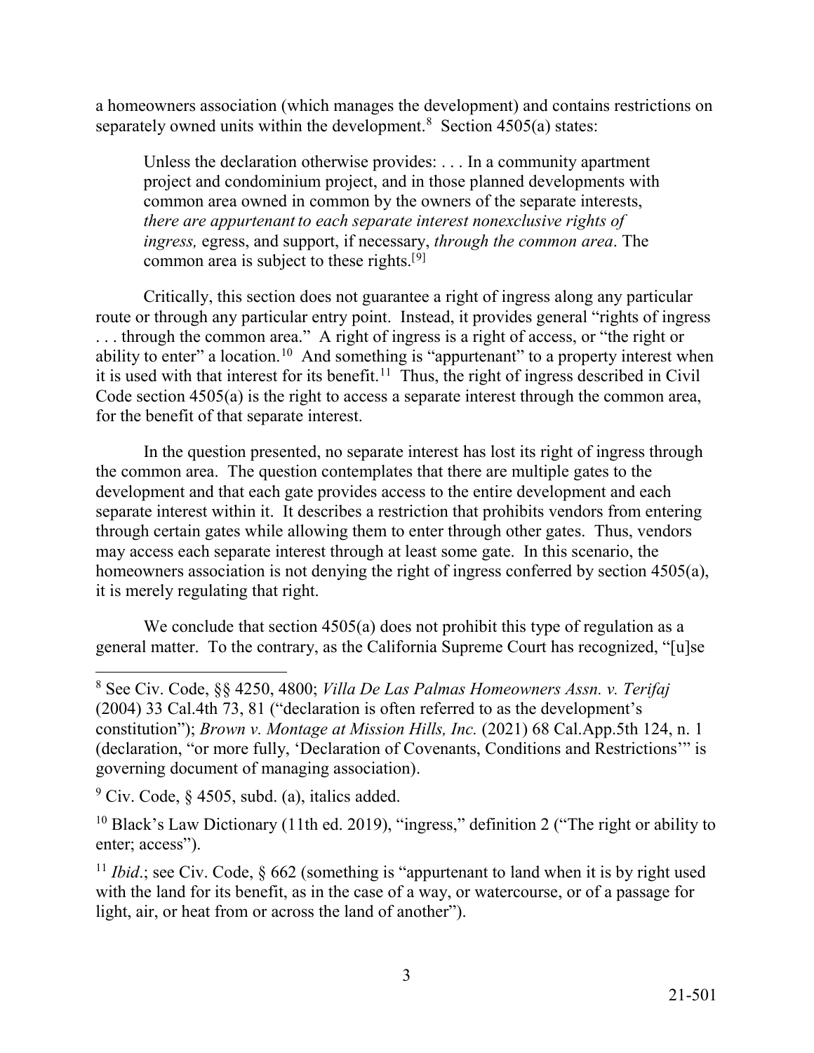a homeowners association (which manages the development) and contains restrictions on separately owned units within the development.[8] Section 4505(a) states:

> Unless the declaration otherwise provides: . . . In a community apartment project and condominium project, and in those planned developments with common area owned in common by the owners of the separate interests, *there are appurtenant to each separate interest nonexclusive rights of ingress,* egress, and support, if necessary, *through the common area*. The common area is subject to these rights.[9]

Critically, this section does not guarantee a right of ingress along any particular route or through any particular entry point. Instead, it provides general "rights of ingress . . . through the common area." A right of ingress is a right of access, or "the right or ability to enter" a location.[10] And something is "appurtenant" to a property interest when it is used with that interest for its benefit.[11] Thus, the right of ingress described in Civil Code section 4505(a) is the right to access a separate interest through the common area, for the benefit of that separate interest.

In the question presented, no separate interest has lost its right of ingress through the common area. The question contemplates that there are multiple gates to the development and that each gate provides access to the entire development and each separate interest within it. It describes a restriction that prohibits vendors from entering through certain gates while allowing them to enter through other gates. Thus, vendors may access each separate interest through at least some gate. In this scenario, the homeowners association is not denying the right of ingress conferred by section 4505(a), it is merely regulating that right.

We conclude that section 4505(a) does not prohibit this type of regulation as a general matter. To the contrary, as the California Supreme Court has recognized, "[u]se

---

[8] See Civ. Code, §§ 4250, 4800; *Villa De Las Palmas Homeowners Assn. v. Terifaj* (2004) 33 Cal.4th 73, 81 ("declaration is often referred to as the development's constitution"); *Brown v. Montage at Mission Hills, Inc.* (2021) 68 Cal.App.5th 124, n. 1 (declaration, "or more fully, 'Declaration of Covenants, Conditions and Restrictions'" is governing document of managing association).

[9] Civ. Code, § 4505, subd. (a), italics added.

[10] Black's Law Dictionary (11th ed. 2019), "ingress," definition 2 ("The right or ability to enter; access").

[11] *Ibid*.; see Civ. Code, § 662 (something is "appurtenant to land when it is by right used with the land for its benefit, as in the case of a way, or watercourse, or of a passage for light, air, or heat from or across the land of another").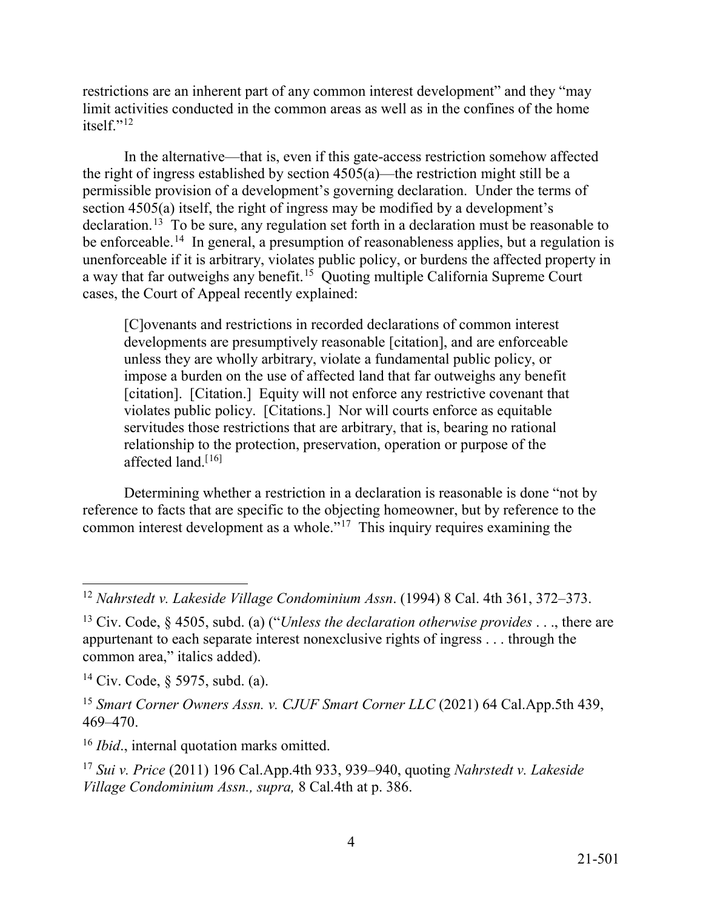restrictions are an inherent part of any common interest development" and they "may limit activities conducted in the common areas as well as in the confines of the home itself."[12]

In the alternative—that is, even if this gate-access restriction somehow affected the right of ingress established by section 4505(a)—the restriction might still be a permissible provision of a development's governing declaration. Under the terms of section 4505(a) itself, the right of ingress may be modified by a development's declaration.[13] To be sure, any regulation set forth in a declaration must be reasonable to be enforceable.[14] In general, a presumption of reasonableness applies, but a regulation is unenforceable if it is arbitrary, violates public policy, or burdens the affected property in a way that far outweighs any benefit.[15] Quoting multiple California Supreme Court cases, the Court of Appeal recently explained:

> [C]ovenants and restrictions in recorded declarations of common interest developments are presumptively reasonable [citation], and are enforceable unless they are wholly arbitrary, violate a fundamental public policy, or impose a burden on the use of affected land that far outweighs any benefit [citation]. [Citation.] Equity will not enforce any restrictive covenant that violates public policy. [Citations.] Nor will courts enforce as equitable servitudes those restrictions that are arbitrary, that is, bearing no rational relationship to the protection, preservation, operation or purpose of the affected land.[16]

Determining whether a restriction in a declaration is reasonable is done "not by reference to facts that are specific to the objecting homeowner, but by reference to the common interest development as a whole."[17] This inquiry requires examining the

---

[12] *Nahrstedt v. Lakeside Village Condominium Assn*. (1994) 8 Cal. 4th 361, 372–373.

[13] Civ. Code, § 4505, subd. (a) ("*Unless the declaration otherwise provides* . . ., there are appurtenant to each separate interest nonexclusive rights of ingress . . . through the common area," italics added).

[14] Civ. Code, § 5975, subd. (a).

[15] *Smart Corner Owners Assn. v. CJUF Smart Corner LLC* (2021) 64 Cal.App.5th 439, 469–470.

[16] *Ibid*., internal quotation marks omitted.

[17] *Sui v. Price* (2011) 196 Cal.App.4th 933, 939–940, quoting *Nahrstedt v. Lakeside Village Condominium Assn., supra,* 8 Cal.4th at p. 386.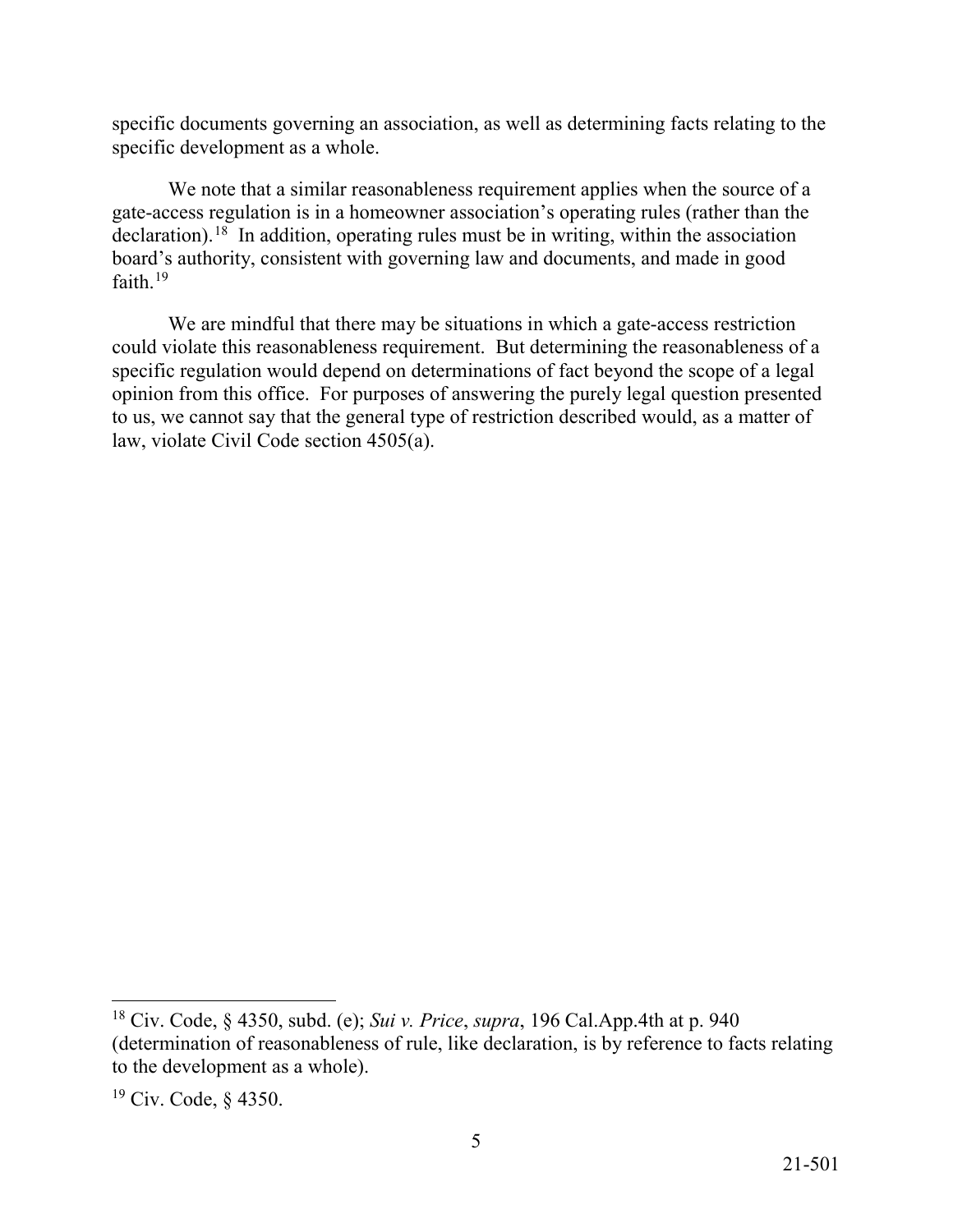specific documents governing an association, as well as determining facts relating to the specific development as a whole.

We note that a similar reasonableness requirement applies when the source of a gate-access regulation is in a homeowner association's operating rules (rather than the declaration).[18] In addition, operating rules must be in writing, within the association board's authority, consistent with governing law and documents, and made in good faith.[19]

We are mindful that there may be situations in which a gate-access restriction could violate this reasonableness requirement. But determining the reasonableness of a specific regulation would depend on determinations of fact beyond the scope of a legal opinion from this office. For purposes of answering the purely legal question presented to us, we cannot say that the general type of restriction described would, as a matter of law, violate Civil Code section 4505(a).

---

[18] Civ. Code, § 4350, subd. (e); *Sui v. Price*, *supra*, 196 Cal.App.4th at p. 940 (determination of reasonableness of rule, like declaration, is by reference to facts relating to the development as a whole).

[19] Civ. Code, § 4350.